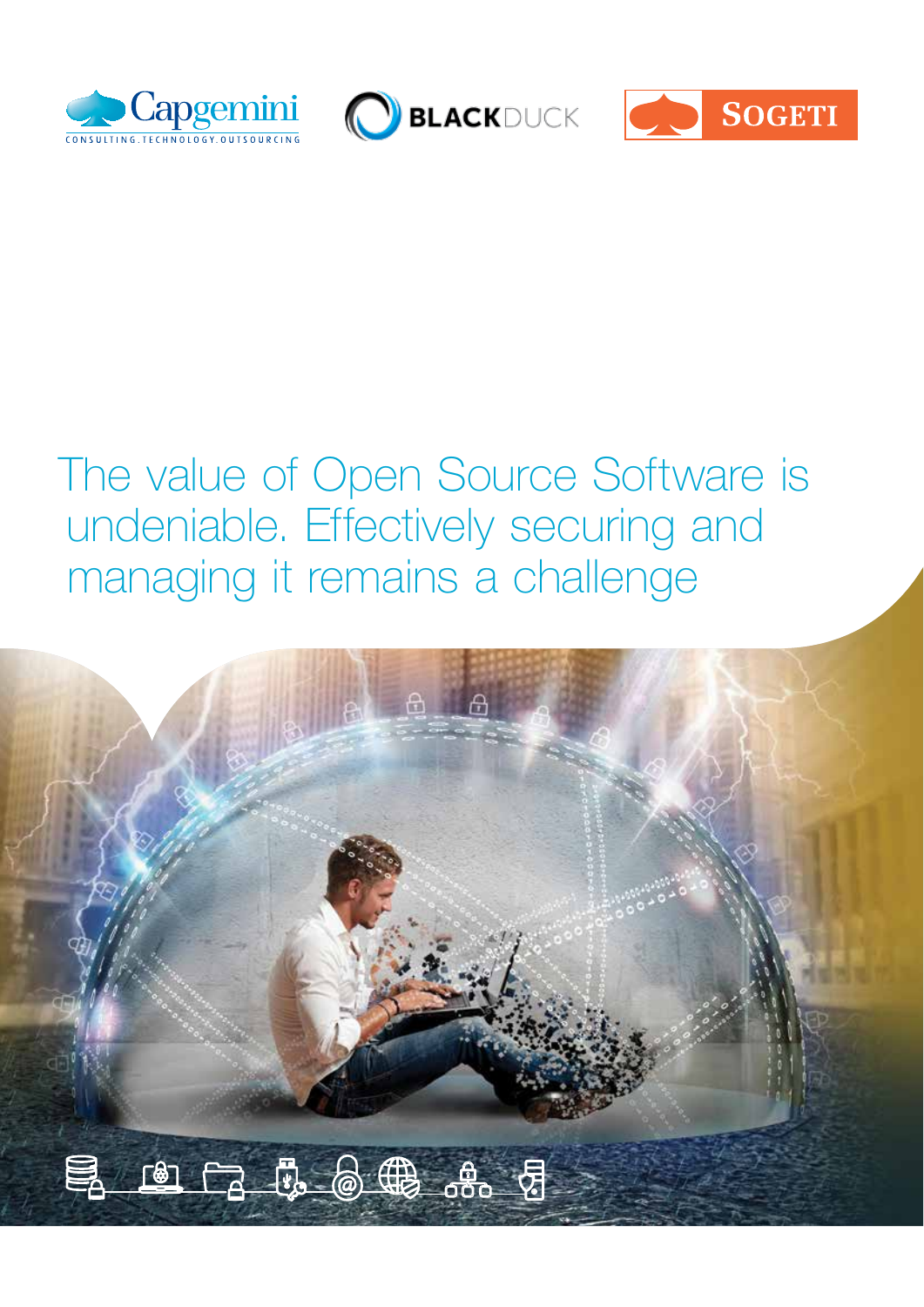# The value of Open Source Software is undeniable. Effectively securing and managing it remains a challenge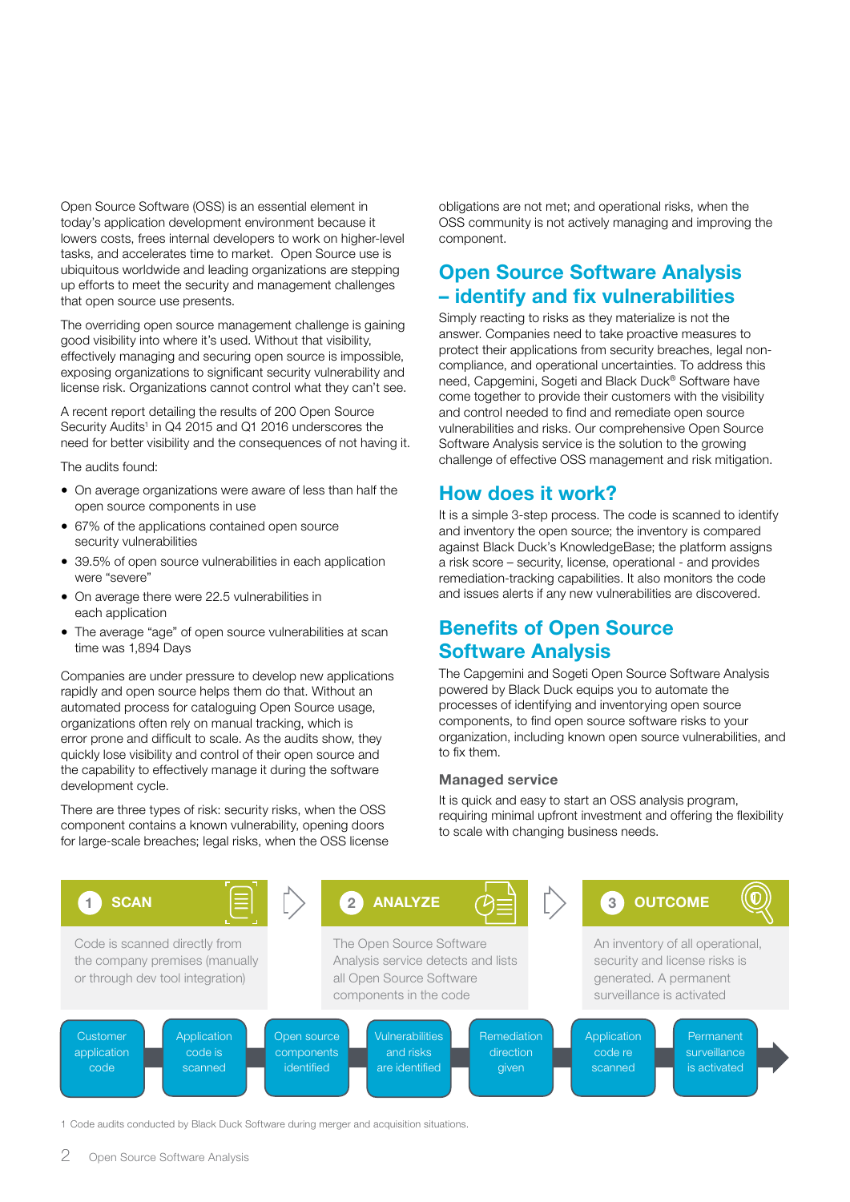Open Source Software (OSS) is an essential element in today's application development environment because it lowers costs, frees internal developers to work on higher-level tasks, and accelerates time to market. Open Source use is ubiquitous worldwide and leading organizations are stepping up efforts to meet the security and management challenges that open source use presents.

The overriding open source management challenge is gaining good visibility into where it's used. Without that visibility, effectively managing and securing open source is impossible, exposing organizations to significant security vulnerability and license risk. Organizations cannot control what they can't see.

A recent report detailing the results of 200 Open Source Security Audits[1] in Q4 2015 and Q1 2016 underscores the need for better visibility and the consequences of not having it.

The audits found:

- On average organizations were aware of less than half the open source components in use
- 67% of the applications contained open source security vulnerabilities
- 39.5% of open source vulnerabilities in each application were "severe"
- On average there were 22.5 vulnerabilities in each application
- The average "age" of open source vulnerabilities at scan time was 1,894 Days

Companies are under pressure to develop new applications rapidly and open source helps them do that. Without an automated process for cataloguing Open Source usage, organizations often rely on manual tracking, which is error prone and difficult to scale. As the audits show, they quickly lose visibility and control of their open source and the capability to effectively manage it during the software development cycle.

There are three types of risk: security risks, when the OSS component contains a known vulnerability, opening doors for large-scale breaches; legal risks, when the OSS license obligations are not met; and operational risks, when the OSS community is not actively managing and improving the component.

## Open Source Software Analysis – identify and fix vulnerabilities

Simply reacting to risks as they materialize is not the answer. Companies need to take proactive measures to protect their applications from security breaches, legal non-compliance, and operational uncertainties. To address this need, Capgemini, Sogeti and Black Duck® Software have come together to provide their customers with the visibility and control needed to find and remediate open source vulnerabilities and risks. Our comprehensive Open Source Software Analysis service is the solution to the growing challenge of effective OSS management and risk mitigation.

## How does it work?

It is a simple 3-step process. The code is scanned to identify and inventory the open source; the inventory is compared against Black Duck's KnowledgeBase; the platform assigns a risk score – security, license, operational - and provides remediation-tracking capabilities. It also monitors the code and issues alerts if any new vulnerabilities are discovered.

## Benefits of Open Source Software Analysis

The Capgemini and Sogeti Open Source Software Analysis powered by Black Duck equips you to automate the processes of identifying and inventorying open source components, to find open source software risks to your organization, including known open source vulnerabilities, and to fix them.

### Managed service

It is quick and easy to start an OSS analysis program, requiring minimal upfront investment and offering the flexibility to scale with changing business needs.

**1 SCAN**

Code is scanned directly from the company premises (manually or through dev tool integration)

**2 ANALYZE**

The Open Source Software Analysis service detects and lists all Open Source Software components in the code

**3 OUTCOME**

An inventory of all operational, security and license risks is generated. A permanent surveillance is activated

Customer application code → Application code is scanned → Open source components identified → Vulnerabilities and risks are identified → Remediation direction given → Application code re scanned → Permanent surveillance is activated

1 Code audits conducted by Black Duck Software during merger and acquisition situations.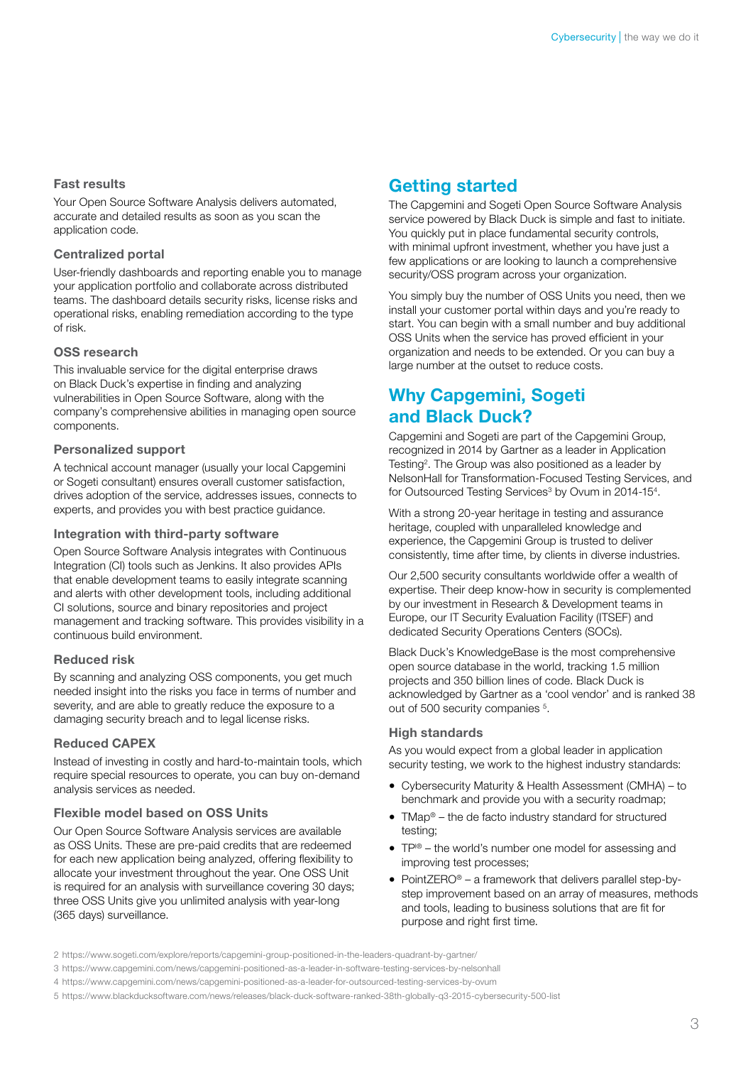### Fast results

Your Open Source Software Analysis delivers automated, accurate and detailed results as soon as you scan the application code.

### Centralized portal

User-friendly dashboards and reporting enable you to manage your application portfolio and collaborate across distributed teams. The dashboard details security risks, license risks and operational risks, enabling remediation according to the type of risk.

### OSS research

This invaluable service for the digital enterprise draws on Black Duck's expertise in finding and analyzing vulnerabilities in Open Source Software, along with the company's comprehensive abilities in managing open source components.

### Personalized support

A technical account manager (usually your local Capgemini or Sogeti consultant) ensures overall customer satisfaction, drives adoption of the service, addresses issues, connects to experts, and provides you with best practice guidance.

### Integration with third-party software

Open Source Software Analysis integrates with Continuous Integration (CI) tools such as Jenkins. It also provides APIs that enable development teams to easily integrate scanning and alerts with other development tools, including additional CI solutions, source and binary repositories and project management and tracking software. This provides visibility in a continuous build environment.

### Reduced risk

By scanning and analyzing OSS components, you get much needed insight into the risks you face in terms of number and severity, and are able to greatly reduce the exposure to a damaging security breach and to legal license risks.

### Reduced CAPEX

Instead of investing in costly and hard-to-maintain tools, which require special resources to operate, you can buy on-demand analysis services as needed.

### Flexible model based on OSS Units

Our Open Source Software Analysis services are available as OSS Units. These are pre-paid credits that are redeemed for each new application being analyzed, offering flexibility to allocate your investment throughout the year. One OSS Unit is required for an analysis with surveillance covering 30 days; three OSS Units give you unlimited analysis with year-long (365 days) surveillance.

## Getting started

The Capgemini and Sogeti Open Source Software Analysis service powered by Black Duck is simple and fast to initiate. You quickly put in place fundamental security controls, with minimal upfront investment, whether you have just a few applications or are looking to launch a comprehensive security/OSS program across your organization.

You simply buy the number of OSS Units you need, then we install your customer portal within days and you're ready to start. You can begin with a small number and buy additional OSS Units when the service has proved efficient in your organization and needs to be extended. Or you can buy a large number at the outset to reduce costs.

## Why Capgemini, Sogeti and Black Duck?

Capgemini and Sogeti are part of the Capgemini Group, recognized in 2014 by Gartner as a leader in Application Testing[2]. The Group was also positioned as a leader by NelsonHall for Transformation-Focused Testing Services, and for Outsourced Testing Services[3] by Ovum in 2014-15[4].

With a strong 20-year heritage in testing and assurance heritage, coupled with unparalleled knowledge and experience, the Capgemini Group is trusted to deliver consistently, time after time, by clients in diverse industries.

Our 2,500 security consultants worldwide offer a wealth of expertise. Their deep know-how in security is complemented by our investment in Research & Development teams in Europe, our IT Security Evaluation Facility (ITSEF) and dedicated Security Operations Centers (SOCs).

Black Duck's KnowledgeBase is the most comprehensive open source database in the world, tracking 1.5 million projects and 350 billion lines of code. Black Duck is acknowledged by Gartner as a 'cool vendor' and is ranked 38 out of 500 security companies [5].

### High standards

As you would expect from a global leader in application security testing, we work to the highest industry standards:

- Cybersecurity Maturity & Health Assessment (CMHA) – to benchmark and provide you with a security roadmap;
- TMap® – the de facto industry standard for structured testing;
- TPI® – the world's number one model for assessing and improving test processes;
- PointZERO® – a framework that delivers parallel step-by-step improvement based on an array of measures, methods and tools, leading to business solutions that are fit for purpose and right first time.

2 https://www.sogeti.com/explore/reports/capgemini-group-positioned-in-the-leaders-quadrant-by-gartner/

3 https://www.capgemini.com/news/capgemini-positioned-as-a-leader-in-software-testing-services-by-nelsonhall

4 https://www.capgemini.com/news/capgemini-positioned-as-a-leader-for-outsourced-testing-services-by-ovum

5 https://www.blackducksoftware.com/news/releases/black-duck-software-ranked-38th-globally-q3-2015-cybersecurity-500-list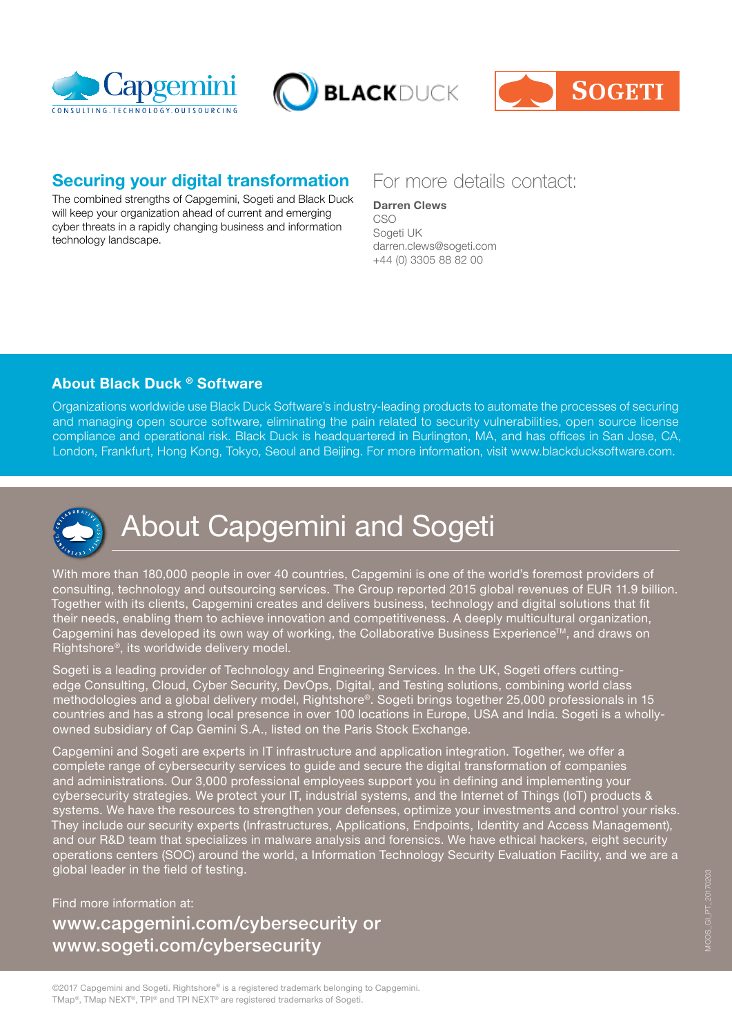## Securing your digital transformation

The combined strengths of Capgemini, Sogeti and Black Duck will keep your organization ahead of current and emerging cyber threats in a rapidly changing business and information technology landscape.

## For more details contact:

**Darren Clews**
CSO
Sogeti UK
darren.clews@sogeti.com
+44 (0) 3305 88 82 00

### About Black Duck ® Software

Organizations worldwide use Black Duck Software's industry-leading products to automate the processes of securing and managing open source software, eliminating the pain related to security vulnerabilities, open source license compliance and operational risk. Black Duck is headquartered in Burlington, MA, and has offices in San Jose, CA, London, Frankfurt, Hong Kong, Tokyo, Seoul and Beijing. For more information, visit www.blackducksoftware.com.

# About Capgemini and Sogeti

With more than 180,000 people in over 40 countries, Capgemini is one of the world's foremost providers of consulting, technology and outsourcing services. The Group reported 2015 global revenues of EUR 11.9 billion. Together with its clients, Capgemini creates and delivers business, technology and digital solutions that fit their needs, enabling them to achieve innovation and competitiveness. A deeply multicultural organization, Capgemini has developed its own way of working, the Collaborative Business Experience™, and draws on Rightshore®, its worldwide delivery model.

Sogeti is a leading provider of Technology and Engineering Services. In the UK, Sogeti offers cutting-edge Consulting, Cloud, Cyber Security, DevOps, Digital, and Testing solutions, combining world class methodologies and a global delivery model, Rightshore®. Sogeti brings together 25,000 professionals in 15 countries and has a strong local presence in over 100 locations in Europe, USA and India. Sogeti is a wholly-owned subsidiary of Cap Gemini S.A., listed on the Paris Stock Exchange.

Capgemini and Sogeti are experts in IT infrastructure and application integration. Together, we offer a complete range of cybersecurity services to guide and secure the digital transformation of companies and administrations. Our 3,000 professional employees support you in defining and implementing your cybersecurity strategies. We protect your IT, industrial systems, and the Internet of Things (IoT) products & systems. We have the resources to strengthen your defenses, optimize your investments and control your risks. They include our security experts (Infrastructures, Applications, Endpoints, Identity and Access Management), and our R&D team that specializes in malware analysis and forensics. We have ethical hackers, eight security operations centers (SOC) around the world, a Information Technology Security Evaluation Facility, and we are a global leader in the field of testing.

Find more information at:

**www.capgemini.com/cybersecurity or www.sogeti.com/cybersecurity**

MCOS_GI_PT_20170203

©2017 Capgemini and Sogeti. Rightshore® is a registered trademark belonging to Capgemini. TMap®, TMap NEXT®, TPI® and TPI NEXT® are registered trademarks of Sogeti.